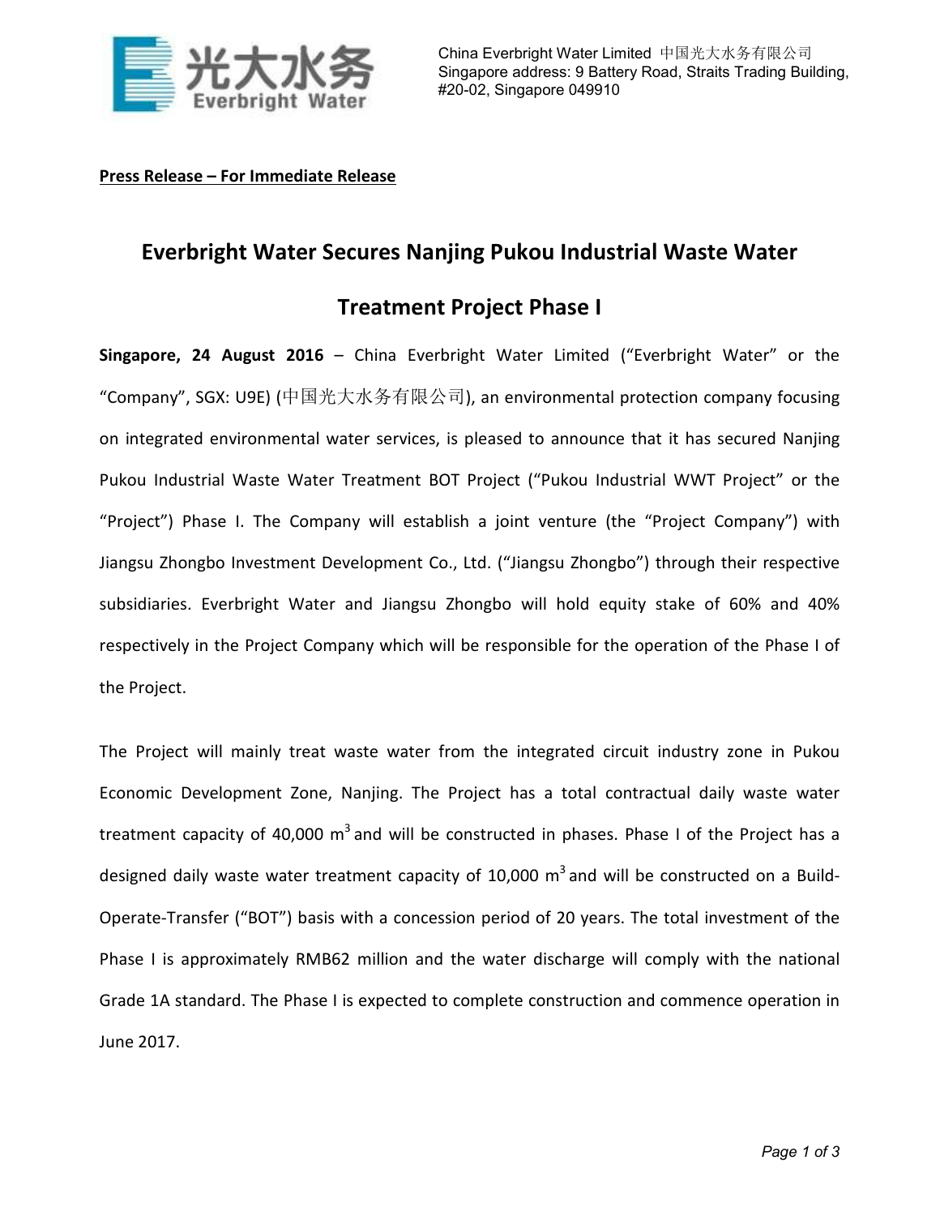China Everbright Water Limited 中国光大水务有限公司
Singapore address: 9 Battery Road, Straits Trading Building, #20-02, Singapore 049910

**Press Release – For Immediate Release**

# Everbright Water Secures Nanjing Pukou Industrial Waste Water Treatment Project Phase I

**Singapore, 24 August 2016** – China Everbright Water Limited ("Everbright Water" or the "Company", SGX: U9E) (中国光大水务有限公司), an environmental protection company focusing on integrated environmental water services, is pleased to announce that it has secured Nanjing Pukou Industrial Waste Water Treatment BOT Project ("Pukou Industrial WWT Project" or the "Project") Phase I. The Company will establish a joint venture (the "Project Company") with Jiangsu Zhongbo Investment Development Co., Ltd. ("Jiangsu Zhongbo") through their respective subsidiaries. Everbright Water and Jiangsu Zhongbo will hold equity stake of 60% and 40% respectively in the Project Company which will be responsible for the operation of the Phase I of the Project.

The Project will mainly treat waste water from the integrated circuit industry zone in Pukou Economic Development Zone, Nanjing. The Project has a total contractual daily waste water treatment capacity of 40,000 $m^3$ and will be constructed in phases. Phase I of the Project has a designed daily waste water treatment capacity of 10,000 $m^3$ and will be constructed on a Build-Operate-Transfer ("BOT") basis with a concession period of 20 years. The total investment of the Phase I is approximately RMB62 million and the water discharge will comply with the national Grade 1A standard. The Phase I is expected to complete construction and commence operation in June 2017.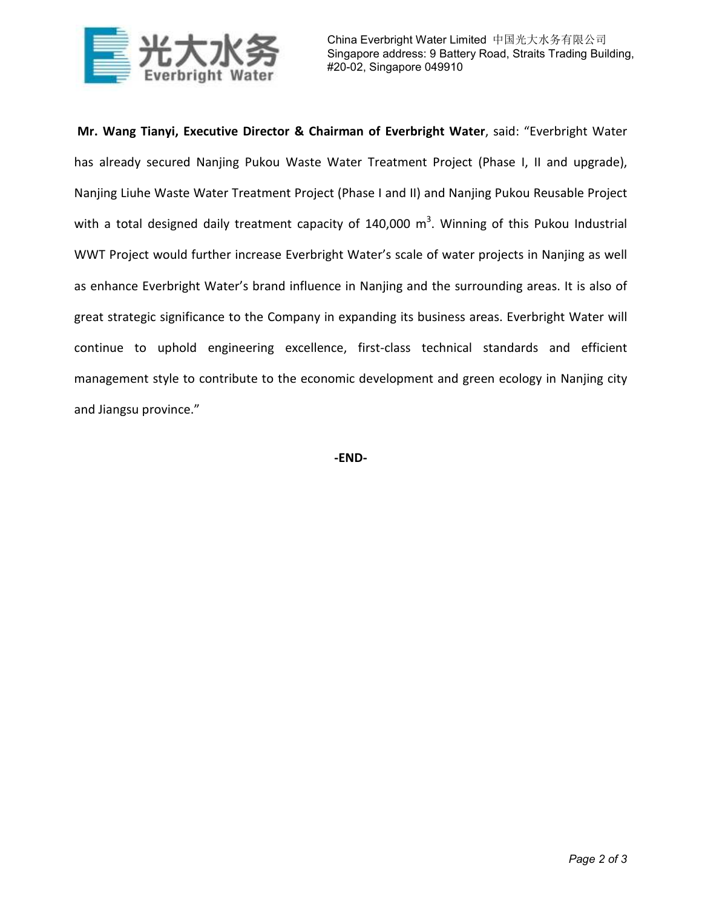**Mr. Wang Tianyi, Executive Director & Chairman of Everbright Water**, said: "Everbright Water has already secured Nanjing Pukou Waste Water Treatment Project (Phase I, II and upgrade), Nanjing Liuhe Waste Water Treatment Project (Phase I and II) and Nanjing Pukou Reusable Project with a total designed daily treatment capacity of 140,000 $m^3$. Winning of this Pukou Industrial WWT Project would further increase Everbright Water's scale of water projects in Nanjing as well as enhance Everbright Water's brand influence in Nanjing and the surrounding areas. It is also of great strategic significance to the Company in expanding its business areas. Everbright Water will continue to uphold engineering excellence, first-class technical standards and efficient management style to contribute to the economic development and green ecology in Nanjing city and Jiangsu province."

**-END-**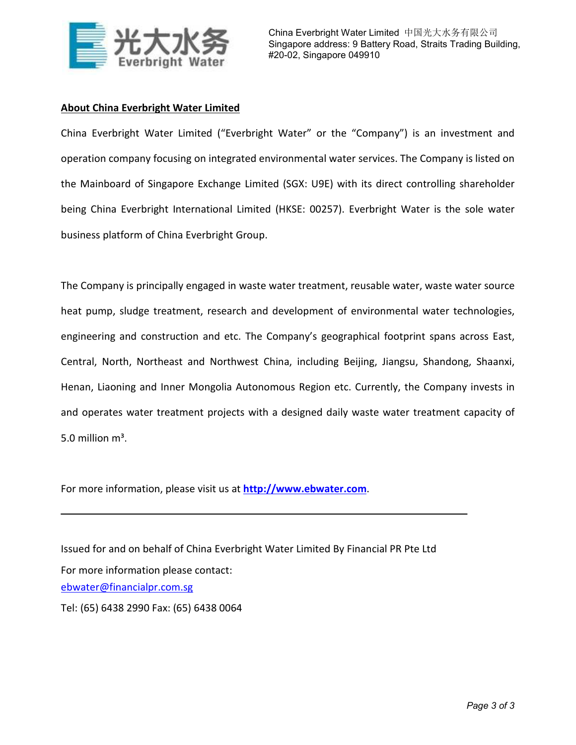China Everbright Water Limited 中国光大水务有限公司
Singapore address: 9 Battery Road, Straits Trading Building, #20-02, Singapore 049910

## About China Everbright Water Limited

China Everbright Water Limited ("Everbright Water" or the "Company") is an investment and operation company focusing on integrated environmental water services. The Company is listed on the Mainboard of Singapore Exchange Limited (SGX: U9E) with its direct controlling shareholder being China Everbright International Limited (HKSE: 00257). Everbright Water is the sole water business platform of China Everbright Group.

The Company is principally engaged in waste water treatment, reusable water, waste water source heat pump, sludge treatment, research and development of environmental water technologies, engineering and construction and etc. The Company's geographical footprint spans across East, Central, North, Northeast and Northwest China, including Beijing, Jiangsu, Shandong, Shaanxi, Henan, Liaoning and Inner Mongolia Autonomous Region etc. Currently, the Company invests in and operates water treatment projects with a designed daily waste water treatment capacity of 5.0 million $m^3$.

For more information, please visit us at **http://www.ebwater.com**.

---

Issued for and on behalf of China Everbright Water Limited By Financial PR Pte Ltd

For more information please contact:
ebwater@financialpr.com.sg

Tel: (65) 6438 2990 Fax: (65) 6438 0064